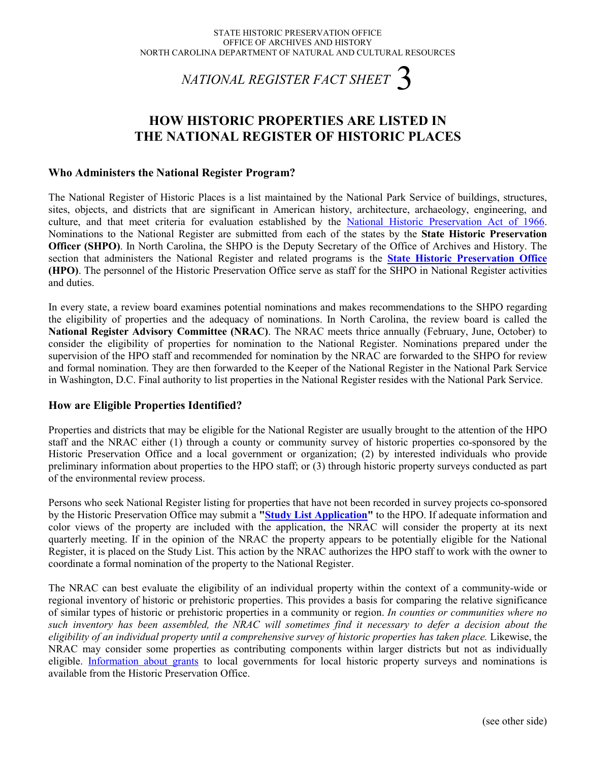STATE HISTORIC PRESERVATION OFFICE
OFFICE OF ARCHIVES AND HISTORY
NORTH CAROLINA DEPARTMENT OF NATURAL AND CULTURAL RESOURCES

*NATIONAL REGISTER FACT SHEET* 3

# HOW HISTORIC PROPERTIES ARE LISTED IN THE NATIONAL REGISTER OF HISTORIC PLACES

### Who Administers the National Register Program?

The National Register of Historic Places is a list maintained by the National Park Service of buildings, structures, sites, objects, and districts that are significant in American history, architecture, archaeology, engineering, and culture, and that meet criteria for evaluation established by the National Historic Preservation Act of 1966. Nominations to the National Register are submitted from each of the states by the **State Historic Preservation Officer (SHPO)**. In North Carolina, the SHPO is the Deputy Secretary of the Office of Archives and History. The section that administers the National Register and related programs is the **State Historic Preservation Office (HPO)**. The personnel of the Historic Preservation Office serve as staff for the SHPO in National Register activities and duties.

In every state, a review board examines potential nominations and makes recommendations to the SHPO regarding the eligibility of properties and the adequacy of nominations. In North Carolina, the review board is called the **National Register Advisory Committee (NRAC)**. The NRAC meets thrice annually (February, June, October) to consider the eligibility of properties for nomination to the National Register. Nominations prepared under the supervision of the HPO staff and recommended for nomination by the NRAC are forwarded to the SHPO for review and formal nomination. They are then forwarded to the Keeper of the National Register in the National Park Service in Washington, D.C. Final authority to list properties in the National Register resides with the National Park Service.

### How are Eligible Properties Identified?

Properties and districts that may be eligible for the National Register are usually brought to the attention of the HPO staff and the NRAC either (1) through a county or community survey of historic properties co-sponsored by the Historic Preservation Office and a local government or organization; (2) by interested individuals who provide preliminary information about properties to the HPO staff; or (3) through historic property surveys conducted as part of the environmental review process.

Persons who seek National Register listing for properties that have not been recorded in survey projects co-sponsored by the Historic Preservation Office may submit a **"Study List Application"** to the HPO. If adequate information and color views of the property are included with the application, the NRAC will consider the property at its next quarterly meeting. If in the opinion of the NRAC the property appears to be potentially eligible for the National Register, it is placed on the Study List. This action by the NRAC authorizes the HPO staff to work with the owner to coordinate a formal nomination of the property to the National Register.

The NRAC can best evaluate the eligibility of an individual property within the context of a community-wide or regional inventory of historic or prehistoric properties. This provides a basis for comparing the relative significance of similar types of historic or prehistoric properties in a community or region. *In counties or communities where no such inventory has been assembled, the NRAC will sometimes find it necessary to defer a decision about the eligibility of an individual property until a comprehensive survey of historic properties has taken place.* Likewise, the NRAC may consider some properties as contributing components within larger districts but not as individually eligible. Information about grants to local governments for local historic property surveys and nominations is available from the Historic Preservation Office.

(see other side)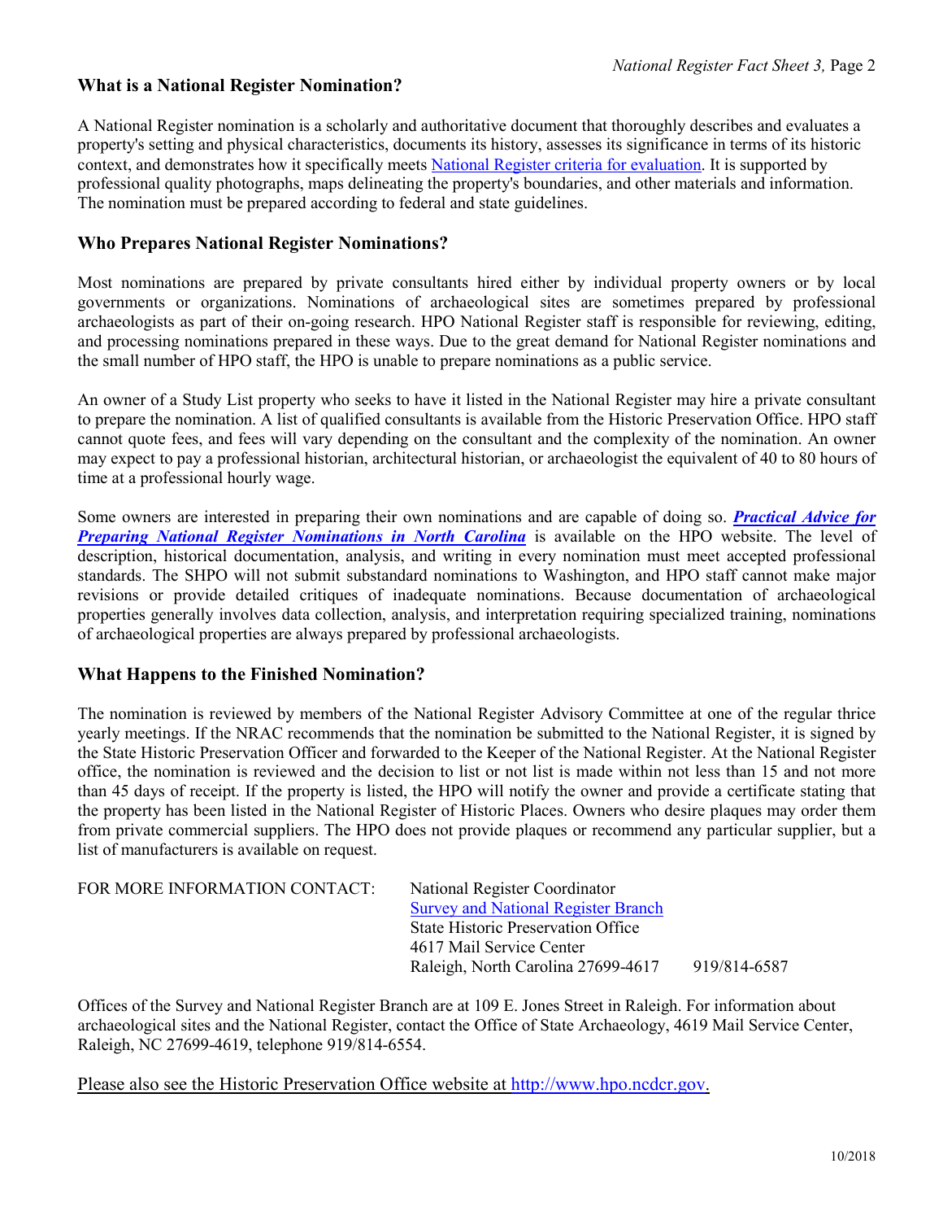## What is a National Register Nomination?

A National Register nomination is a scholarly and authoritative document that thoroughly describes and evaluates a property's setting and physical characteristics, documents its history, assesses its significance in terms of its historic context, and demonstrates how it specifically meets National Register criteria for evaluation. It is supported by professional quality photographs, maps delineating the property's boundaries, and other materials and information. The nomination must be prepared according to federal and state guidelines.

## Who Prepares National Register Nominations?

Most nominations are prepared by private consultants hired either by individual property owners or by local governments or organizations. Nominations of archaeological sites are sometimes prepared by professional archaeologists as part of their on-going research. HPO National Register staff is responsible for reviewing, editing, and processing nominations prepared in these ways. Due to the great demand for National Register nominations and the small number of HPO staff, the HPO is unable to prepare nominations as a public service.

An owner of a Study List property who seeks to have it listed in the National Register may hire a private consultant to prepare the nomination. A list of qualified consultants is available from the Historic Preservation Office. HPO staff cannot quote fees, and fees will vary depending on the consultant and the complexity of the nomination. An owner may expect to pay a professional historian, architectural historian, or archaeologist the equivalent of 40 to 80 hours of time at a professional hourly wage.

Some owners are interested in preparing their own nominations and are capable of doing so. ***Practical Advice for Preparing National Register Nominations in North Carolina*** is available on the HPO website. The level of description, historical documentation, analysis, and writing in every nomination must meet accepted professional standards. The SHPO will not submit substandard nominations to Washington, and HPO staff cannot make major revisions or provide detailed critiques of inadequate nominations. Because documentation of archaeological properties generally involves data collection, analysis, and interpretation requiring specialized training, nominations of archaeological properties are always prepared by professional archaeologists.

## What Happens to the Finished Nomination?

The nomination is reviewed by members of the National Register Advisory Committee at one of the regular thrice yearly meetings. If the NRAC recommends that the nomination be submitted to the National Register, it is signed by the State Historic Preservation Officer and forwarded to the Keeper of the National Register. At the National Register office, the nomination is reviewed and the decision to list or not list is made within not less than 15 and not more than 45 days of receipt. If the property is listed, the HPO will notify the owner and provide a certificate stating that the property has been listed in the National Register of Historic Places. Owners who desire plaques may order them from private commercial suppliers. The HPO does not provide plaques or recommend any particular supplier, but a list of manufacturers is available on request.

FOR MORE INFORMATION CONTACT:

National Register Coordinator
Survey and National Register Branch
State Historic Preservation Office
4617 Mail Service Center
Raleigh, North Carolina 27699-4617 919/814-6587

Offices of the Survey and National Register Branch are at 109 E. Jones Street in Raleigh. For information about archaeological sites and the National Register, contact the Office of State Archaeology, 4619 Mail Service Center, Raleigh, NC 27699-4619, telephone 919/814-6554.

Please also see the Historic Preservation Office website at http://www.hpo.ncdcr.gov.

10/2018